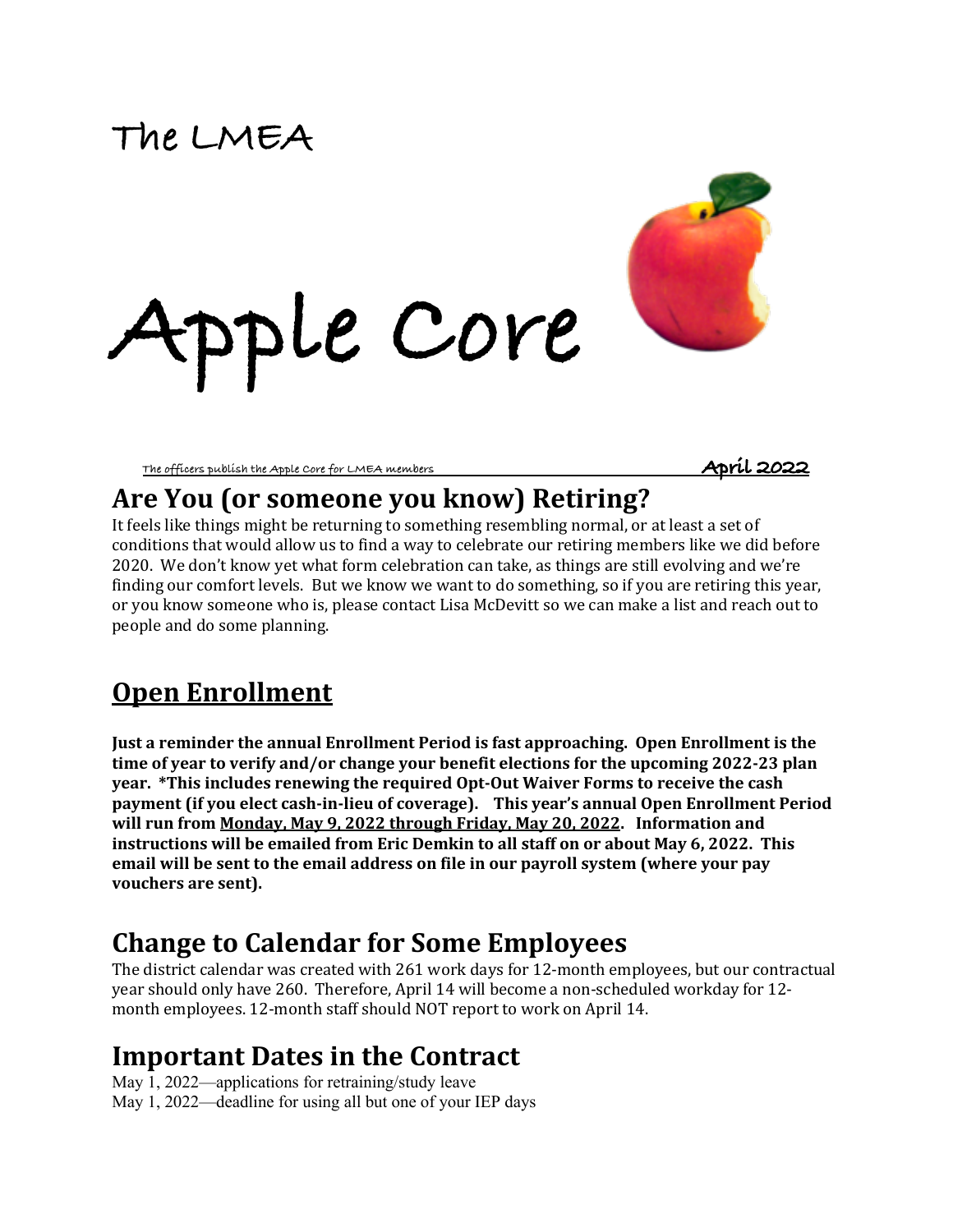# The LMEA

# Apple Core

The officers publish the Apple Core for LMEA members **April 2022**

## Are You (or someone you know) Retiring?

It feels like things might be returning to something resembling normal, or at least a set of conditions that would allow us to find a way to celebrate our retiring members like we did before 2020. We don't know yet what form celebration can take, as things are still evolving and we're finding our comfort levels. But we know we want to do something, so if you are retiring this year, or you know someone who is, please contact Lisa McDevitt so we can make a list and reach out to people and do some planning.

## Open Enrollment

**Just a reminder the annual Enrollment Period is fast approaching. Open Enrollment is the time of year to verify and/or change your benefit elections for the upcoming 2022-23 plan year. *This includes renewing the required Opt-Out Waiver Forms to receive the cash payment (if you elect cash-in-lieu of coverage). This year's annual Open Enrollment Period will run from Monday, May 9, 2022 through Friday, May 20, 2022. Information and instructions will be emailed from Eric Demkin to all staff on or about May 6, 2022. This email will be sent to the email address on file in our payroll system (where your pay vouchers are sent).**

## Change to Calendar for Some Employees

The district calendar was created with 261 work days for 12-month employees, but our contractual year should only have 260. Therefore, April 14 will become a non-scheduled workday for 12-month employees. 12-month staff should NOT report to work on April 14.

## Important Dates in the Contract

May 1, 2022—applications for retraining/study leave
May 1, 2022—deadline for using all but one of your IEP days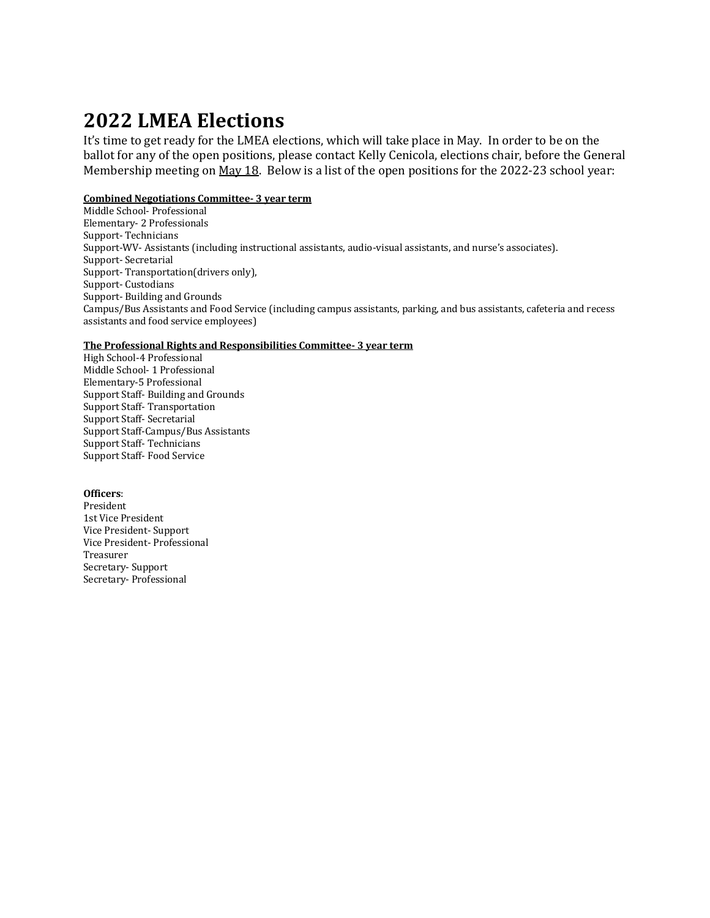# 2022 LMEA Elections

It's time to get ready for the LMEA elections, which will take place in May. In order to be on the ballot for any of the open positions, please contact Kelly Cenicola, elections chair, before the General Membership meeting on May 18. Below is a list of the open positions for the 2022-23 school year:

**Combined Negotiations Committee- 3 year term**

Middle School- Professional
Elementary- 2 Professionals
Support- Technicians
Support-WV- Assistants (including instructional assistants, audio-visual assistants, and nurse's associates).
Support- Secretarial
Support- Transportation(drivers only),
Support- Custodians
Support- Building and Grounds
Campus/Bus Assistants and Food Service (including campus assistants, parking, and bus assistants, cafeteria and recess assistants and food service employees)

**The Professional Rights and Responsibilities Committee- 3 year term**

High School-4 Professional
Middle School- 1 Professional
Elementary-5 Professional
Support Staff- Building and Grounds
Support Staff- Transportation
Support Staff- Secretarial
Support Staff-Campus/Bus Assistants
Support Staff- Technicians
Support Staff- Food Service

**Officers**:

President
1st Vice President
Vice President- Support
Vice President- Professional
Treasurer
Secretary- Support
Secretary- Professional